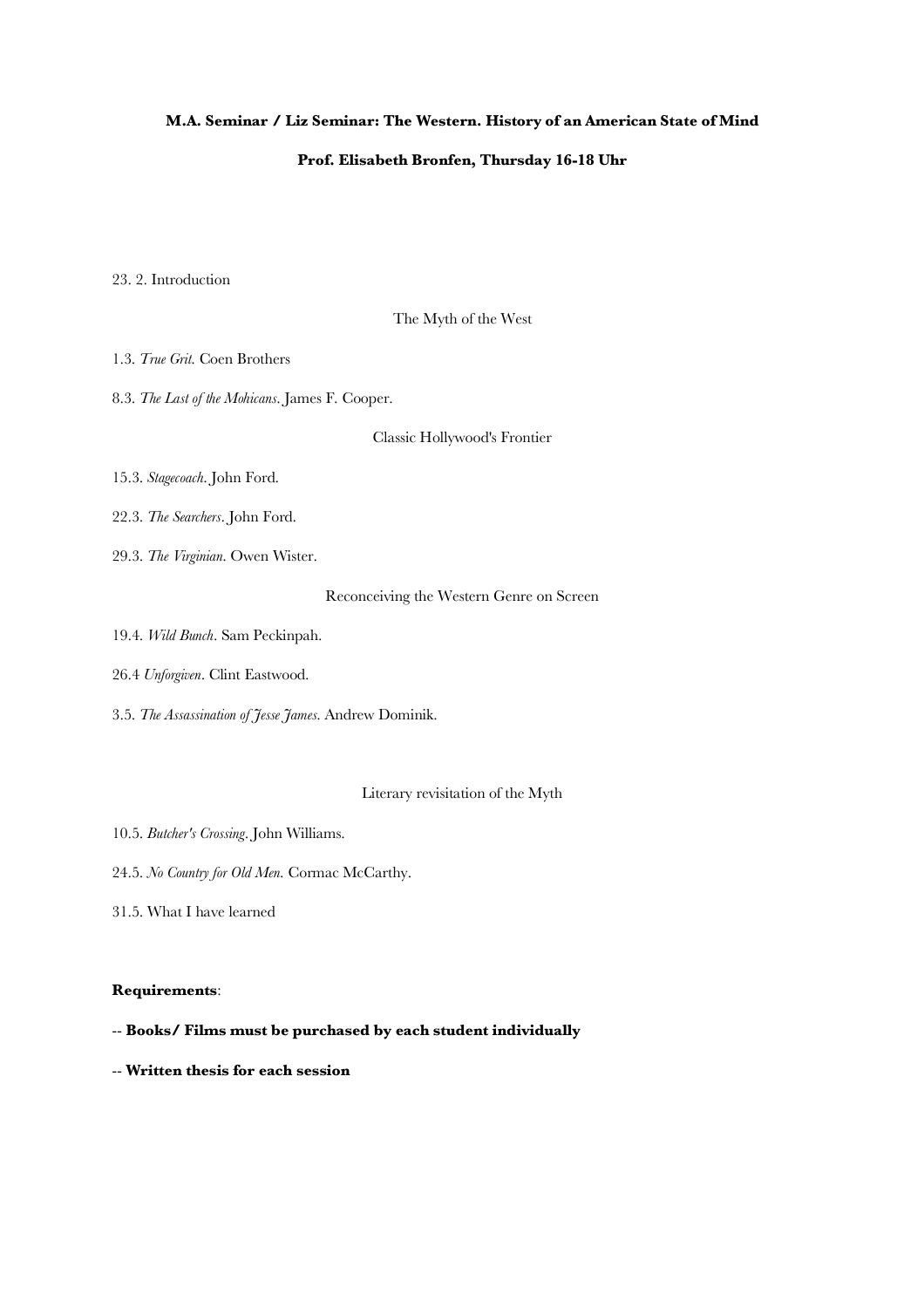**M.A. Seminar / Liz Seminar: The Western. History of an American State of Mind**

**Prof. Elisabeth Bronfen, Thursday 16-18 Uhr**

23. 2. Introduction

The Myth of the West

1.3. *True Grit.* Coen Brothers

8.3. *The Last of the Mohicans*. James F. Cooper.

Classic Hollywood's Frontier

15.3. *Stagecoach*. John Ford.

22.3. *The Searchers*. John Ford.

29.3. *The Virginian.* Owen Wister.

Reconceiving the Western Genre on Screen

19.4. *Wild Bunch*. Sam Peckinpah.

26.4 *Unforgiven*. Clint Eastwood.

3.5. *The Assassination of Jesse James.* Andrew Dominik.

Literary revisitation of the Myth

10.5. *Butcher's Crossing*. John Williams.

24.5. *No Country for Old Men.* Cormac McCarthy.

31.5. What I have learned

**Requirements**:

-- **Books/ Films must be purchased by each student individually**

-- **Written thesis for each session**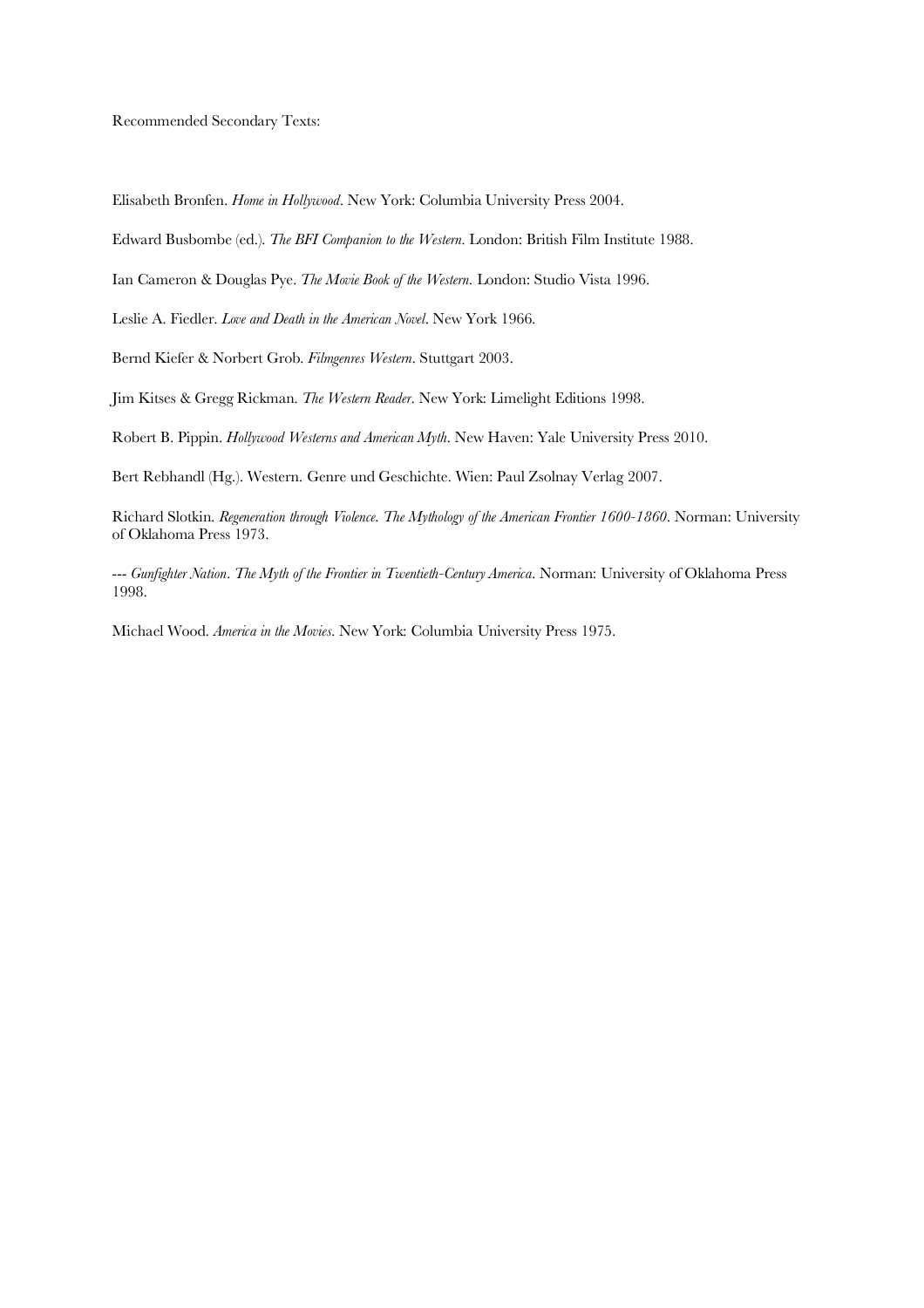Recommended Secondary Texts:

Elisabeth Bronfen. *Home in Hollywood*. New York: Columbia University Press 2004.

Edward Busbombe (ed.). *The BFI Companion to the Western*. London: British Film Institute 1988.

Ian Cameron & Douglas Pye. *The Movie Book of the Western*. London: Studio Vista 1996.

Leslie A. Fiedler. *Love and Death in the American Novel*. New York 1966.

Bernd Kiefer & Norbert Grob. *Filmgenres Western*. Stuttgart 2003.

Jim Kitses & Gregg Rickman. *The Western Reader*. New York: Limelight Editions 1998.

Robert B. Pippin. *Hollywood Westerns and American Myth*. New Haven: Yale University Press 2010.

Bert Rebhandl (Hg.). Western. Genre und Geschichte. Wien: Paul Zsolnay Verlag 2007.

Richard Slotkin. *Regeneration through Violence. The Mythology of the American Frontier 1600-1860*. Norman: University of Oklahoma Press 1973.

--- *Gunfighter Nation. The Myth of the Frontier in Twentieth-Century America*. Norman: University of Oklahoma Press 1998.

Michael Wood. *America in the Movies*. New York: Columbia University Press 1975.